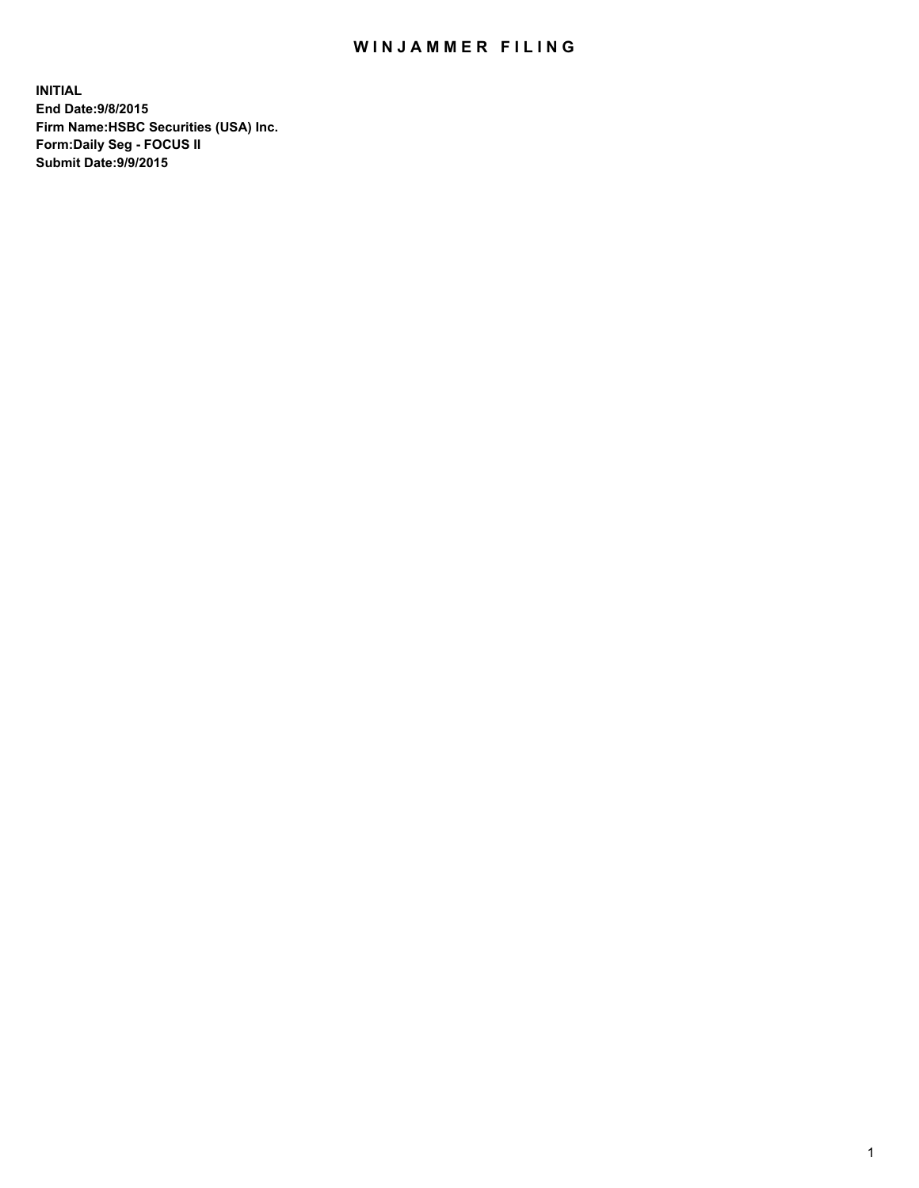# WINJAMMER FILING

**INITIAL**
**End Date:9/8/2015**
**Firm Name:HSBC Securities (USA) Inc.**
**Form:Daily Seg - FOCUS II**
**Submit Date:9/9/2015**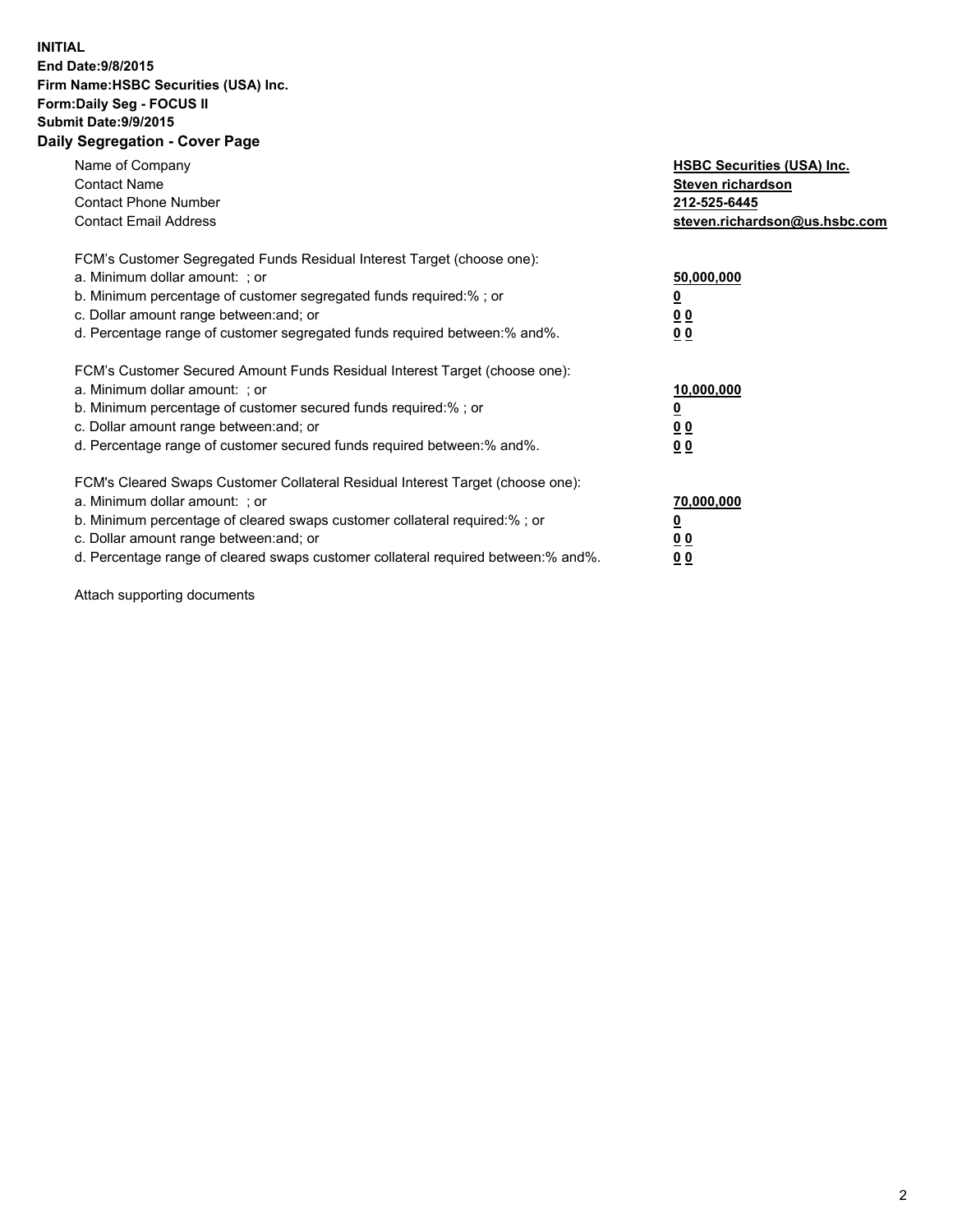**INITIAL**
**End Date:9/8/2015**
**Firm Name:HSBC Securities (USA) Inc.**
**Form:Daily Seg - FOCUS II**
**Submit Date:9/9/2015**

## Daily Segregation - Cover Page

| | |
|---|---|
| Name of Company | **HSBC Securities (USA) Inc.** |
| Contact Name | **Steven richardson** |
| Contact Phone Number | **212-525-6445** |
| Contact Email Address | **steven.richardson@us.hsbc.com** |
| FCM's Customer Segregated Funds Residual Interest Target (choose one): | |
| a. Minimum dollar amount: ; or | **50,000,000** |
| b. Minimum percentage of customer segregated funds required:% ; or | **0** |
| c. Dollar amount range between:and; or | **0 0** |
| d. Percentage range of customer segregated funds required between:% and%. | **0 0** |
| FCM's Customer Secured Amount Funds Residual Interest Target (choose one): | |
| a. Minimum dollar amount: ; or | **10,000,000** |
| b. Minimum percentage of customer secured funds required:% ; or | **0** |
| c. Dollar amount range between:and; or | **0 0** |
| d. Percentage range of customer secured funds required between:% and%. | **0 0** |
| FCM's Cleared Swaps Customer Collateral Residual Interest Target (choose one): | |
| a. Minimum dollar amount: ; or | **70,000,000** |
| b. Minimum percentage of cleared swaps customer collateral required:% ; or | **0** |
| c. Dollar amount range between:and; or | **0 0** |
| d. Percentage range of cleared swaps customer collateral required between:% and%. | **0 0** |

Attach supporting documents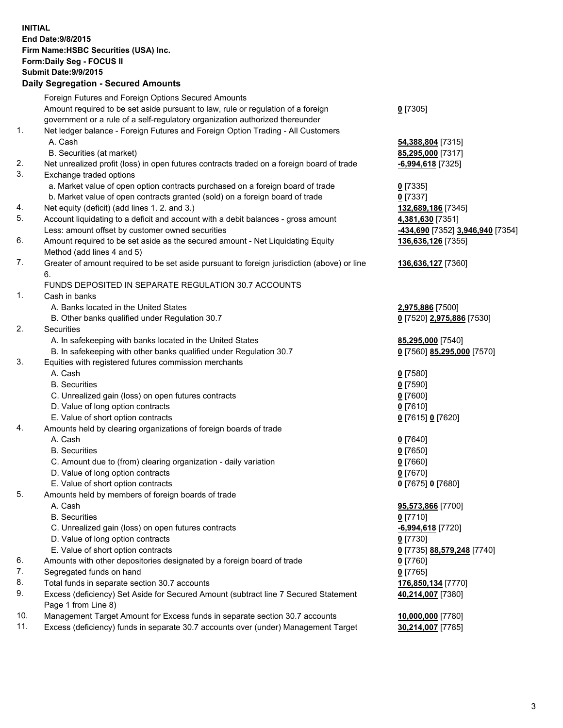**INITIAL**
**End Date:9/8/2015**
**Firm Name:HSBC Securities (USA) Inc.**
**Form:Daily Seg - FOCUS II**
**Submit Date:9/9/2015**

**Daily Segregation - Secured Amounts**

| | | |
|---|---|---|
| | Foreign Futures and Foreign Options Secured Amounts | |
| | Amount required to be set aside pursuant to law, rule or regulation of a foreign government or a rule of a self-regulatory organization authorized thereunder | 0 [7305] |
| 1. | Net ledger balance - Foreign Futures and Foreign Option Trading - All Customers | |
| | A. Cash | 54,388,804 [7315] |
| | B. Securities (at market) | 85,295,000 [7317] |
| 2. | Net unrealized profit (loss) in open futures contracts traded on a foreign board of trade | -6,994,618 [7325] |
| 3. | Exchange traded options | |
| | a. Market value of open option contracts purchased on a foreign board of trade | 0 [7335] |
| | b. Market value of open contracts granted (sold) on a foreign board of trade | 0 [7337] |
| 4. | Net equity (deficit) (add lines 1. 2. and 3.) | 132,689,186 [7345] |
| 5. | Account liquidating to a deficit and account with a debit balances - gross amount | 4,381,630 [7351] |
| | Less: amount offset by customer owned securities | -434,690 [7352] 3,946,940 [7354] |
| 6. | Amount required to be set aside as the secured amount - Net Liquidating Equity Method (add lines 4 and 5) | 136,636,126 [7355] |
| 7. | Greater of amount required to be set aside pursuant to foreign jurisdiction (above) or line 6. | 136,636,127 [7360] |
| | FUNDS DEPOSITED IN SEPARATE REGULATION 30.7 ACCOUNTS | |
| 1. | Cash in banks | |
| | A. Banks located in the United States | 2,975,886 [7500] |
| | B. Other banks qualified under Regulation 30.7 | 0 [7520] 2,975,886 [7530] |
| 2. | Securities | |
| | A. In safekeeping with banks located in the United States | 85,295,000 [7540] |
| | B. In safekeeping with other banks qualified under Regulation 30.7 | 0 [7560] 85,295,000 [7570] |
| 3. | Equities with registered futures commission merchants | |
| | A. Cash | 0 [7580] |
| | B. Securities | 0 [7590] |
| | C. Unrealized gain (loss) on open futures contracts | 0 [7600] |
| | D. Value of long option contracts | 0 [7610] |
| | E. Value of short option contracts | 0 [7615] 0 [7620] |
| 4. | Amounts held by clearing organizations of foreign boards of trade | |
| | A. Cash | 0 [7640] |
| | B. Securities | 0 [7650] |
| | C. Amount due to (from) clearing organization - daily variation | 0 [7660] |
| | D. Value of long option contracts | 0 [7670] |
| | E. Value of short option contracts | 0 [7675] 0 [7680] |
| 5. | Amounts held by members of foreign boards of trade | |
| | A. Cash | 95,573,866 [7700] |
| | B. Securities | 0 [7710] |
| | C. Unrealized gain (loss) on open futures contracts | -6,994,618 [7720] |
| | D. Value of long option contracts | 0 [7730] |
| | E. Value of short option contracts | 0 [7735] 88,579,248 [7740] |
| 6. | Amounts with other depositories designated by a foreign board of trade | 0 [7760] |
| 7. | Segregated funds on hand | 0 [7765] |
| 8. | Total funds in separate section 30.7 accounts | 176,850,134 [7770] |
| 9. | Excess (deficiency) Set Aside for Secured Amount (subtract line 7 Secured Statement Page 1 from Line 8) | 40,214,007 [7380] |
| 10. | Management Target Amount for Excess funds in separate section 30.7 accounts | 10,000,000 [7780] |
| 11. | Excess (deficiency) funds in separate 30.7 accounts over (under) Management Target | 30,214,007 [7785] |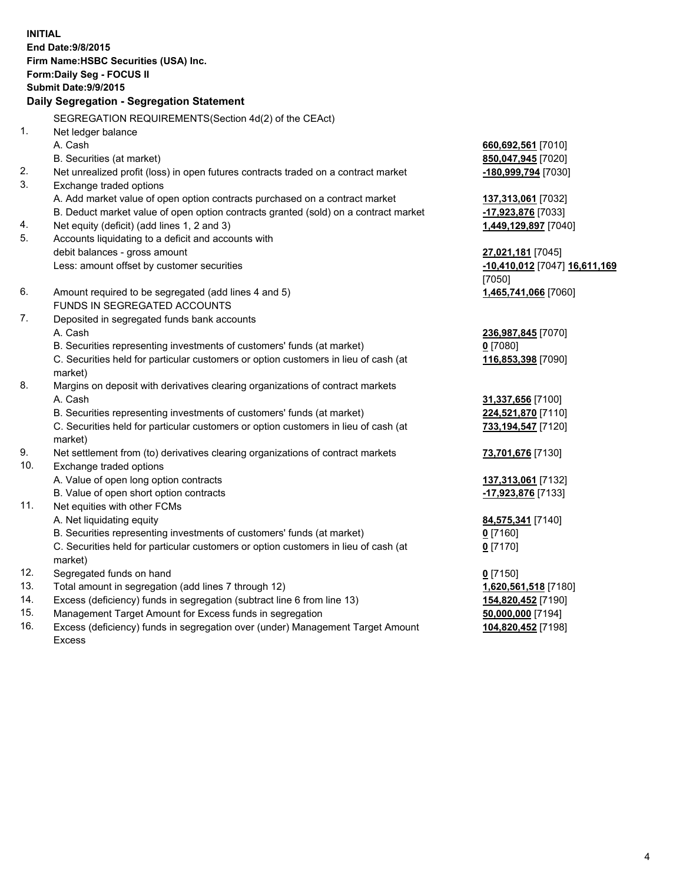**INITIAL**
**End Date:9/8/2015**
**Firm Name:HSBC Securities (USA) Inc.**
**Form:Daily Seg - FOCUS II**
**Submit Date:9/9/2015**

## Daily Segregation - Segregation Statement

| | | |
|---|---|---|
| | SEGREGATION REQUIREMENTS(Section 4d(2) of the CEAct) | |
| 1. | Net ledger balance | |
| | A. Cash | **660,692,561** [7010] |
| | B. Securities (at market) | **850,047,945** [7020] |
| 2. | Net unrealized profit (loss) in open futures contracts traded on a contract market | **-180,999,794** [7030] |
| 3. | Exchange traded options | |
| | A. Add market value of open option contracts purchased on a contract market | **137,313,061** [7032] |
| | B. Deduct market value of open option contracts granted (sold) on a contract market | **-17,923,876** [7033] |
| 4. | Net equity (deficit) (add lines 1, 2 and 3) | **1,449,129,897** [7040] |
| 5. | Accounts liquidating to a deficit and accounts with debit balances - gross amount | **27,021,181** [7045] |
| | Less: amount offset by customer securities | **-10,410,012** [7047] **16,611,169** [7050] |
| 6. | Amount required to be segregated (add lines 4 and 5) | **1,465,741,066** [7060] |
| | FUNDS IN SEGREGATED ACCOUNTS | |
| 7. | Deposited in segregated funds bank accounts | |
| | A. Cash | **236,987,845** [7070] |
| | B. Securities representing investments of customers' funds (at market) | **0** [7080] |
| | C. Securities held for particular customers or option customers in lieu of cash (at market) | **116,853,398** [7090] |
| 8. | Margins on deposit with derivatives clearing organizations of contract markets | |
| | A. Cash | **31,337,656** [7100] |
| | B. Securities representing investments of customers' funds (at market) | **224,521,870** [7110] |
| | C. Securities held for particular customers or option customers in lieu of cash (at market) | **733,194,547** [7120] |
| 9. | Net settlement from (to) derivatives clearing organizations of contract markets | **73,701,676** [7130] |
| 10. | Exchange traded options | |
| | A. Value of open long option contracts | **137,313,061** [7132] |
| | B. Value of open short option contracts | **-17,923,876** [7133] |
| 11. | Net equities with other FCMs | |
| | A. Net liquidating equity | **84,575,341** [7140] |
| | B. Securities representing investments of customers' funds (at market) | **0** [7160] |
| | C. Securities held for particular customers or option customers in lieu of cash (at market) | **0** [7170] |
| 12. | Segregated funds on hand | **0** [7150] |
| 13. | Total amount in segregation (add lines 7 through 12) | **1,620,561,518** [7180] |
| 14. | Excess (deficiency) funds in segregation (subtract line 6 from line 13) | **154,820,452** [7190] |
| 15. | Management Target Amount for Excess funds in segregation | **50,000,000** [7194] |
| 16. | Excess (deficiency) funds in segregation over (under) Management Target Amount Excess | **104,820,452** [7198] |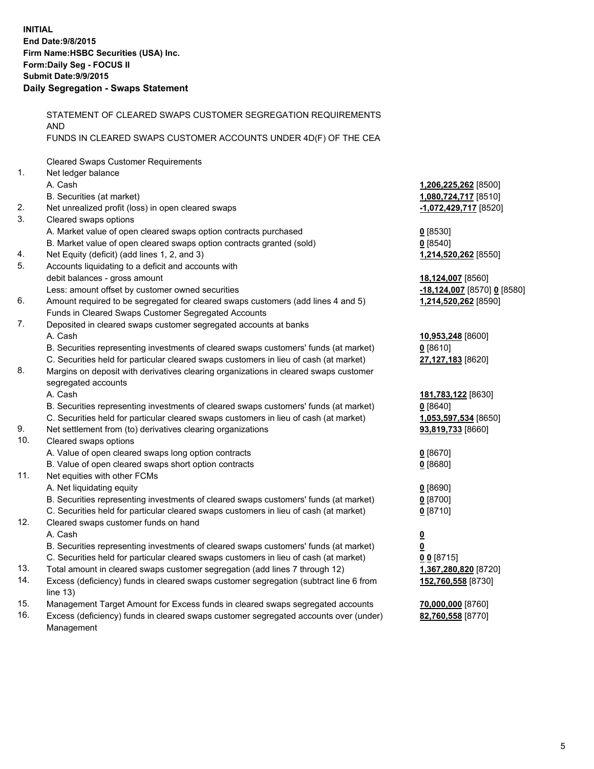**INITIAL**
**End Date:9/8/2015**
**Firm Name:HSBC Securities (USA) Inc.**
**Form:Daily Seg - FOCUS II**
**Submit Date:9/9/2015**
**Daily Segregation - Swaps Statement**

STATEMENT OF CLEARED SWAPS CUSTOMER SEGREGATION REQUIREMENTS AND FUNDS IN CLEARED SWAPS CUSTOMER ACCOUNTS UNDER 4D(F) OF THE CEA

| | | |
|---|---|---|
| | Cleared Swaps Customer Requirements | |
| 1. | Net ledger balance | |
| | A. Cash | **1,206,225,262** [8500] |
| | B. Securities (at market) | **1,080,724,717** [8510] |
| 2. | Net unrealized profit (loss) in open cleared swaps | **-1,072,429,717** [8520] |
| 3. | Cleared swaps options | |
| | A. Market value of open cleared swaps option contracts purchased | **0** [8530] |
| | B. Market value of open cleared swaps option contracts granted (sold) | **0** [8540] |
| 4. | Net Equity (deficit) (add lines 1, 2, and 3) | **1,214,520,262** [8550] |
| 5. | Accounts liquidating to a deficit and accounts with debit balances - gross amount | **18,124,007** [8560] |
| | Less: amount offset by customer owned securities | **-18,124,007** [8570] **0** [8580] |
| 6. | Amount required to be segregated for cleared swaps customers (add lines 4 and 5) | **1,214,520,262** [8590] |
| | Funds in Cleared Swaps Customer Segregated Accounts | |
| 7. | Deposited in cleared swaps customer segregated accounts at banks | |
| | A. Cash | **10,953,248** [8600] |
| | B. Securities representing investments of cleared swaps customers' funds (at market) | **0** [8610] |
| | C. Securities held for particular cleared swaps customers in lieu of cash (at market) | **27,127,183** [8620] |
| 8. | Margins on deposit with derivatives clearing organizations in cleared swaps customer segregated accounts | |
| | A. Cash | **181,783,122** [8630] |
| | B. Securities representing investments of cleared swaps customers' funds (at market) | **0** [8640] |
| | C. Securities held for particular cleared swaps customers in lieu of cash (at market) | **1,053,597,534** [8650] |
| 9. | Net settlement from (to) derivatives clearing organizations | **93,819,733** [8660] |
| 10. | Cleared swaps options | |
| | A. Value of open cleared swaps long option contracts | **0** [8670] |
| | B. Value of open cleared swaps short option contracts | **0** [8680] |
| 11. | Net equities with other FCMs | |
| | A. Net liquidating equity | **0** [8690] |
| | B. Securities representing investments of cleared swaps customers' funds (at market) | **0** [8700] |
| | C. Securities held for particular cleared swaps customers in lieu of cash (at market) | **0** [8710] |
| 12. | Cleared swaps customer funds on hand | |
| | A. Cash | **0** |
| | B. Securities representing investments of cleared swaps customers' funds (at market) | **0** |
| | C. Securities held for particular cleared swaps customers in lieu of cash (at market) | **0** **0** [8715] |
| 13. | Total amount in cleared swaps customer segregation (add lines 7 through 12) | **1,367,280,820** [8720] |
| 14. | Excess (deficiency) funds in cleared swaps customer segregation (subtract line 6 from line 13) | **152,760,558** [8730] |
| 15. | Management Target Amount for Excess funds in cleared swaps segregated accounts | **70,000,000** [8760] |
| 16. | Excess (deficiency) funds in cleared swaps customer segregated accounts over (under) Management | **82,760,558** [8770] |